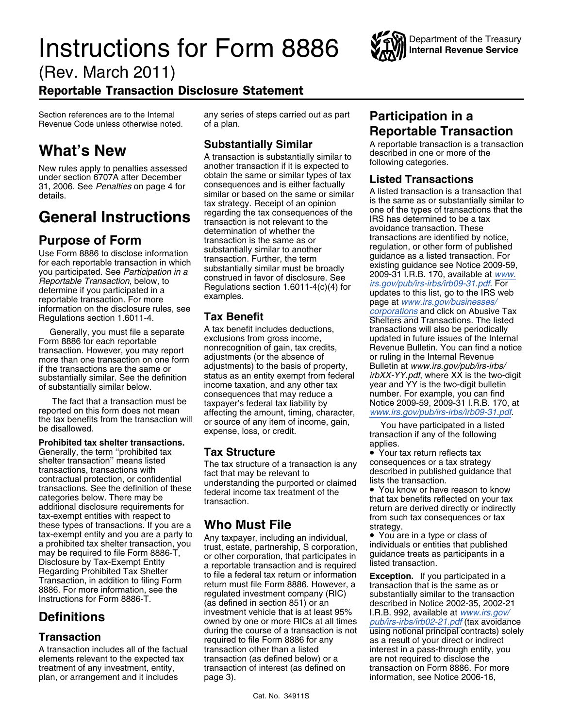# Instructions for Form 8886

(Rev. March 2011)

**Reportable Transaction Disclosure Statement**

Department of the Treasury
**Internal Revenue Service**

Section references are to the Internal Revenue Code unless otherwise noted.

## What's New

New rules apply to penalties assessed under section 6707A after December 31, 2006. See *Penalties* on page 4 for details.

# General Instructions

## Purpose of Form

Use Form 8886 to disclose information for each reportable transaction in which you participated. See *Participation in a Reportable Transaction*, below, to determine if you participated in a reportable transaction. For more information on the disclosure rules, see Regulations section 1.6011-4.

Generally, you must file a separate Form 8886 for each reportable transaction. However, you may report more than one transaction on one form if the transactions are the same or substantially similar. See the definition of substantially similar below.

The fact that a transaction must be reported on this form does not mean the tax benefits from the transaction will be disallowed.

**Prohibited tax shelter transactions.** Generally, the term "prohibited tax shelter transaction" means listed transactions, transactions with contractual protection, or confidential transactions. See the definition of these categories below. There may be additional disclosure requirements for tax-exempt entities with respect to these types of transactions. If you are a tax-exempt entity and you are a party to a prohibited tax shelter transaction, you may be required to file Form 8886-T, Disclosure by Tax-Exempt Entity Regarding Prohibited Tax Shelter Transaction, in addition to filing Form 8886. For more information, see the Instructions for Form 8886-T.

## Definitions

### Transaction

A transaction includes all of the factual elements relevant to the expected tax treatment of any investment, entity, plan, or arrangement and it includes any series of steps carried out as part of a plan.

### Substantially Similar

A transaction is substantially similar to another transaction if it is expected to obtain the same or similar types of tax consequences and is either factually similar or based on the same or similar tax strategy. Receipt of an opinion regarding the tax consequences of the transaction is not relevant to the determination of whether the transaction is the same as or substantially similar to another transaction. Further, the term substantially similar must be broadly construed in favor of disclosure. See Regulations section 1.6011-4(c)(4) for examples.

### Tax Benefit

A tax benefit includes deductions, exclusions from gross income, nonrecognition of gain, tax credits, adjustments (or the absence of adjustments) to the basis of property, status as an entity exempt from federal income taxation, and any other tax consequences that may reduce a taxpayer's federal tax liability by affecting the amount, timing, character, or source of any item of income, gain, expense, loss, or credit.

### Tax Structure

The tax structure of a transaction is any fact that may be relevant to understanding the purported or claimed federal income tax treatment of the transaction.

## Who Must File

Any taxpayer, including an individual, trust, estate, partnership, S corporation, or other corporation, that participates in a reportable transaction and is required to file a federal tax return or information return must file Form 8886. However, a regulated investment company (RIC) (as defined in section 851) or an investment vehicle that is at least 95% owned by one or more RICs at all times during the course of a transaction is not required to file Form 8886 for any transaction other than a listed transaction (as defined below) or a transaction of interest (as defined on page 3).

## Participation in a Reportable Transaction

A reportable transaction is a transaction described in one or more of the following categories.

### Listed Transactions

A listed transaction is a transaction that is the same as or substantially similar to one of the types of transactions that the IRS has determined to be a tax avoidance transaction. These transactions are identified by notice, regulation, or other form of published guidance as a listed transaction. For existing guidance see Notice 2009-59, 2009-31 I.R.B. 170, available at *www.irs.gov/pub/irs-irbs/irb09-31.pdf*. For updates to this list, go to the IRS web page at *www.irs.gov/businesses/corporations* and click on Abusive Tax Shelters and Transactions. The listed transactions will also be periodically updated in future issues of the Internal Revenue Bulletin. You can find a notice or ruling in the Internal Revenue Bulletin at *www.irs.gov/pub/irs-irbs/irbXX-YY.pdf*, where XX is the two-digit year and YY is the two-digit bulletin number. For example, you can find Notice 2009-59, 2009-31 I.R.B. 170, at *www.irs.gov/pub/irs-irbs/irb09-31.pdf*.

You have participated in a listed transaction if any of the following applies.

- Your tax return reflects tax consequences or a tax strategy described in published guidance that lists the transaction.
- You know or have reason to know that tax benefits reflected on your tax return are derived directly or indirectly from such tax consequences or tax strategy.
- You are in a type or class of individuals or entities that published guidance treats as participants in a listed transaction.

**Exception.** If you participated in a transaction that is the same as or substantially similar to the transaction described in Notice 2002-35, 2002-21 I.R.B. 992, available at *www.irs.gov/pub/irs-irbs/irb02-21.pdf* (tax avoidance using notional principal contracts) solely as a result of your direct or indirect interest in a pass-through entity, you are not required to disclose the transaction on Form 8886. For more information, see Notice 2006-16,

Cat. No. 34911S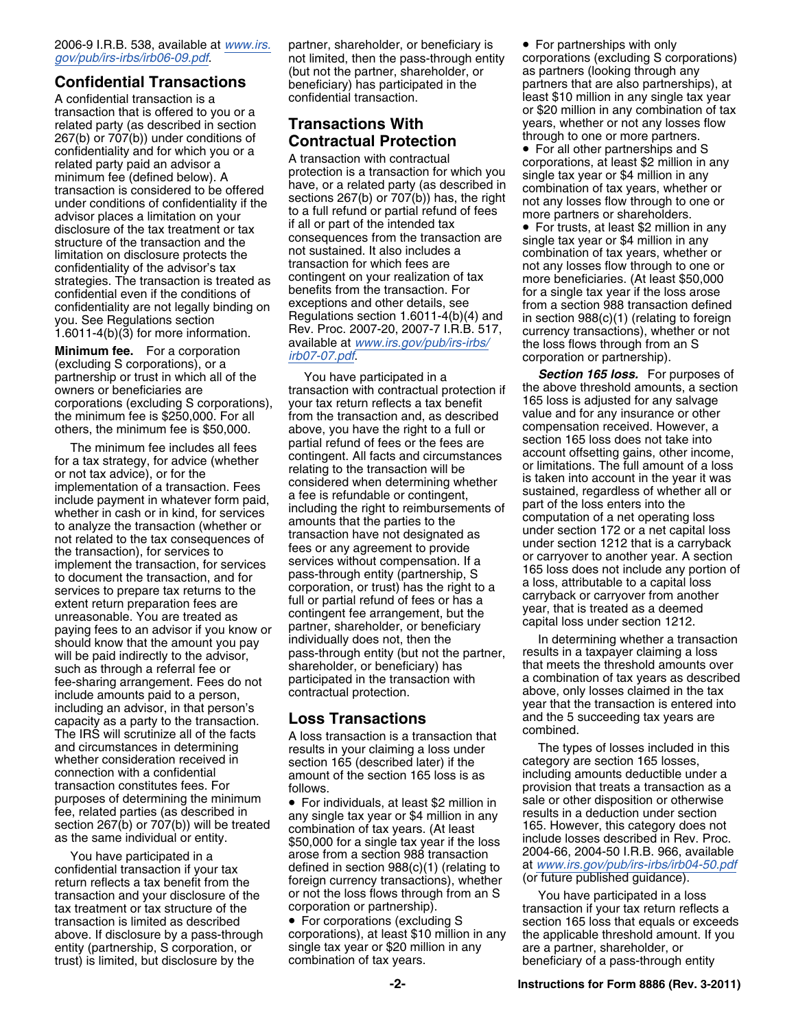2006-9 I.R.B. 538, available at www.irs.gov/pub/irs-irbs/irb06-09.pdf.

## Confidential Transactions

A confidential transaction is a transaction that is offered to you or a related party (as described in section 267(b) or 707(b)) under conditions of confidentiality and for which you or a related party paid an advisor a minimum fee (defined below). A transaction is considered to be offered under conditions of confidentiality if the advisor places a limitation on your disclosure of the tax treatment or tax structure of the transaction and the limitation on disclosure protects the confidentiality of the advisor's tax strategies. The transaction is treated as confidential even if the conditions of confidentiality are not legally binding on you. See Regulations section 1.6011-4(b)(3) for more information.

**Minimum fee.** For a corporation (excluding S corporations), or a partnership or trust in which all of the owners or beneficiaries are corporations (excluding S corporations), the minimum fee is $250,000. For all others, the minimum fee is $50,000.

The minimum fee includes all fees for a tax strategy, for advice (whether or not tax advice), or for the implementation of a transaction. Fees include payment in whatever form paid, whether in cash or in kind, for services to analyze the transaction (whether or not related to the tax consequences of the transaction), for services to implement the transaction, for services to document the transaction, and for services to prepare tax returns to the extent return preparation fees are unreasonable. You are treated as paying fees to an advisor if you know or should know that the amount you pay will be paid indirectly to the advisor, such as through a referral fee or fee-sharing arrangement. Fees do not include amounts paid to a person, including an advisor, in that person's capacity as a party to the transaction. The IRS will scrutinize all of the facts and circumstances in determining whether consideration received in connection with a confidential transaction constitutes fees. For purposes of determining the minimum fee, related parties (as described in section 267(b) or 707(b)) will be treated as the same individual or entity.

You have participated in a confidential transaction if your tax return reflects a tax benefit from the transaction and your disclosure of the tax treatment or tax structure of the transaction is limited as described above. If disclosure by a pass-through entity (partnership, S corporation, or trust) is limited, but disclosure by the partner, shareholder, or beneficiary is not limited, then the pass-through entity (but not the partner, shareholder, or beneficiary) has participated in the confidential transaction.

## Transactions With Contractual Protection

A transaction with contractual protection is a transaction for which you have, or a related party (as described in sections 267(b) or 707(b)) has, the right to a full refund or partial refund of fees if all or part of the intended tax consequences from the transaction are not sustained. It also includes a transaction for which fees are contingent on your realization of tax benefits from the transaction. For exceptions and other details, see Regulations section 1.6011-4(b)(4) and Rev. Proc. 2007-20, 2007-7 I.R.B. 517, available at www.irs.gov/pub/irs-irbs/irb07-07.pdf.

You have participated in a transaction with contractual protection if your tax return reflects a tax benefit from the transaction and, as described above, you have the right to a full or partial refund of fees or the fees are contingent. All facts and circumstances relating to the transaction will be considered when determining whether a fee is refundable or contingent, including the right to reimbursements of amounts that the parties to the transaction have not designated as fees or any agreement to provide services without compensation. If a pass-through entity (partnership, S corporation, or trust) has the right to a full or partial refund of fees or has a contingent fee arrangement, but the partner, shareholder, or beneficiary individually does not, then the pass-through entity (but not the partner, shareholder, or beneficiary) has participated in the transaction with contractual protection.

## Loss Transactions

A loss transaction is a transaction that results in your claiming a loss under section 165 (described later) if the amount of the section 165 loss is as follows.

- For individuals, at least $2 million in any single tax year or $4 million in any combination of tax years. (At least $50,000 for a single tax year if the loss arose from a section 988 transaction defined in section 988(c)(1) (relating to foreign currency transactions), whether or not the loss flows through from an S corporation or partnership).
- For corporations (excluding S corporations), at least $10 million in any single tax year or $20 million in any combination of tax years.
- For partnerships with only corporations (excluding S corporations) as partners (looking through any partners that are also partnerships), at least $10 million in any single tax year or $20 million in any combination of tax years, whether or not any losses flow through to one or more partners.
- For all other partnerships and S corporations, at least $2 million in any single tax year or $4 million in any combination of tax years, whether or not any losses flow through to one or more partners or shareholders.
- For trusts, at least $2 million in any single tax year or $4 million in any combination of tax years, whether or not any losses flow through to one or more beneficiaries. (At least $50,000 for a single tax year if the loss arose from a section 988 transaction defined in section 988(c)(1) (relating to foreign currency transactions), whether or not the loss flows through from an S corporation or partnership).

***Section 165 loss.*** For purposes of the above threshold amounts, a section 165 loss is adjusted for any salvage value and for any insurance or other compensation received. However, a section 165 loss does not take into account offsetting gains, other income, or limitations. The full amount of a loss is taken into account in the year it was sustained, regardless of whether all or part of the loss enters into the computation of a net operating loss under section 172 or a net capital loss under section 1212 that is a carryback or carryover to another year. A section 165 loss does not include any portion of a loss, attributable to a capital loss carryback or carryover from another year, that is treated as a deemed capital loss under section 1212.

In determining whether a transaction results in a taxpayer claiming a loss that meets the threshold amounts over a combination of tax years as described above, only losses claimed in the tax year that the transaction is entered into and the 5 succeeding tax years are combined.

The types of losses included in this category are section 165 losses, including amounts deductible under a provision that treats a transaction as a sale or other disposition or otherwise results in a deduction under section 165. However, this category does not include losses described in Rev. Proc. 2004-66, 2004-50 I.R.B. 966, available at www.irs.gov/pub/irs-irbs/irb04-50.pdf (or future published guidance).

You have participated in a loss transaction if your tax return reflects a section 165 loss that equals or exceeds the applicable threshold amount. If you are a partner, shareholder, or beneficiary of a pass-through entity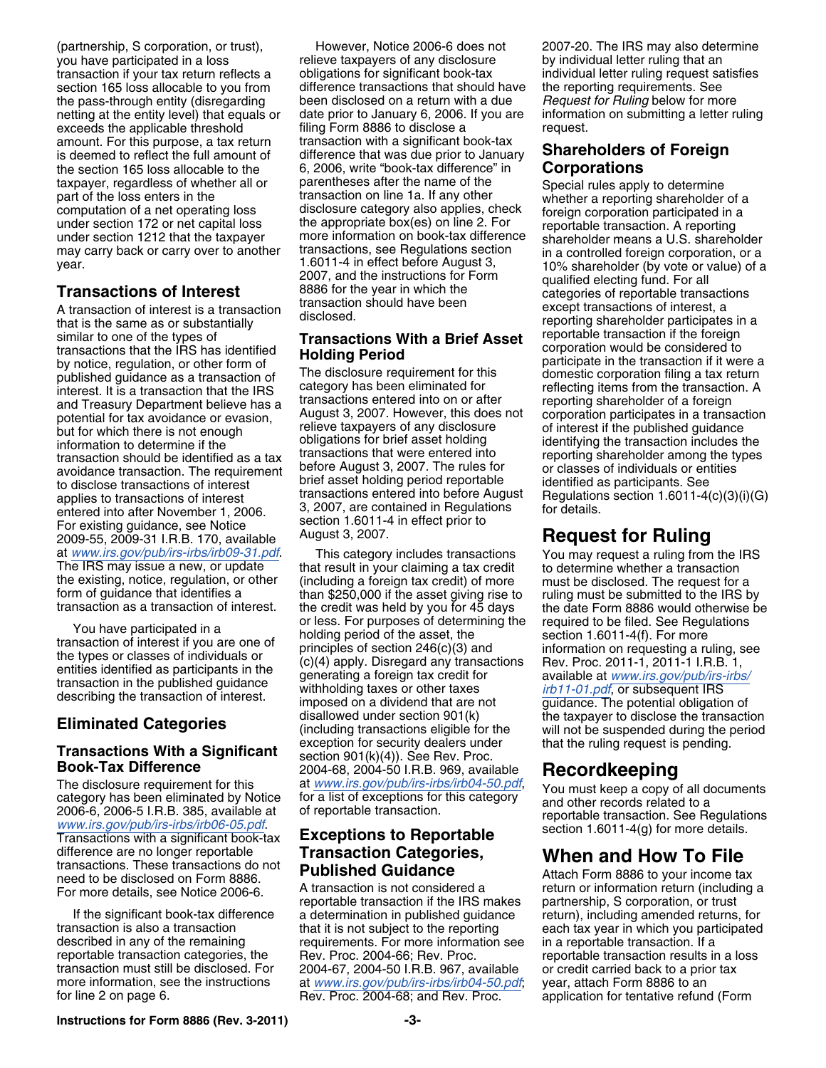(partnership, S corporation, or trust), you have participated in a loss transaction if your tax return reflects a section 165 loss allocable to you from the pass-through entity (disregarding netting at the entity level) that equals or exceeds the applicable threshold amount. For this purpose, a tax return is deemed to reflect the full amount of the section 165 loss allocable to the taxpayer, regardless of whether all or part of the loss enters in the computation of a net operating loss under section 172 or net capital loss under section 1212 that the taxpayer may carry back or carry over to another year.

## Transactions of Interest

A transaction of interest is a transaction that is the same as or substantially similar to one of the types of transactions that the IRS has identified by notice, regulation, or other form of published guidance as a transaction of interest. It is a transaction that the IRS and Treasury Department believe has a potential for tax avoidance or evasion, but for which there is not enough information to determine if the transaction should be identified as a tax avoidance transaction. The requirement to disclose transactions of interest applies to transactions of interest entered into after November 1, 2006. For existing guidance, see Notice 2009-55, 2009-31 I.R.B. 170, available at *www.irs.gov/pub/irs-irbs/irb09-31.pdf*. The IRS may issue a new, or update the existing, notice, regulation, or other form of guidance that identifies a transaction as a transaction of interest.

You have participated in a transaction of interest if you are one of the types or classes of individuals or entities identified as participants in the transaction in the published guidance describing the transaction of interest.

## Eliminated Categories

### Transactions With a Significant Book-Tax Difference

The disclosure requirement for this category has been eliminated by Notice 2006-6, 2006-5 I.R.B. 385, available at *www.irs.gov/pub/irs-irbs/irb06-05.pdf*. Transactions with a significant book-tax difference are no longer reportable transactions. These transactions do not need to be disclosed on Form 8886. For more details, see Notice 2006-6.

If the significant book-tax difference transaction is also a transaction described in any of the remaining reportable transaction categories, the transaction must still be disclosed. For more information, see the instructions for line 2 on page 6.

However, Notice 2006-6 does not relieve taxpayers of any disclosure obligations for significant book-tax difference transactions that should have been disclosed on a return with a due date prior to January 6, 2006. If you are filing Form 8886 to disclose a transaction with a significant book-tax difference that was due prior to January 6, 2006, write "book-tax difference" in parentheses after the name of the transaction on line 1a. If any other disclosure category also applies, check the appropriate box(es) on line 2. For more information on book-tax difference transactions, see Regulations section 1.6011-4 in effect before August 3, 2007, and the instructions for Form 8886 for the year in which the transaction should have been disclosed.

### Transactions With a Brief Asset Holding Period

The disclosure requirement for this category has been eliminated for transactions entered into on or after August 3, 2007. However, this does not relieve taxpayers of any disclosure obligations for brief asset holding transactions that were entered into before August 3, 2007. The rules for brief asset holding period reportable transactions entered into before August 3, 2007, are contained in Regulations section 1.6011-4 in effect prior to August 3, 2007.

This category includes transactions that result in your claiming a tax credit (including a foreign tax credit) of more than $250,000 if the asset giving rise to the credit was held by you for 45 days or less. For purposes of determining the holding period of the asset, the principles of section 246(c)(3) and (c)(4) apply. Disregard any transactions generating a foreign tax credit for withholding taxes or other taxes imposed on a dividend that are not disallowed under section 901(k) (including transactions eligible for the exception for security dealers under section 901(k)(4)). See Rev. Proc. 2004-68, 2004-50 I.R.B. 969, available at *www.irs.gov/pub/irs-irbs/irb04-50.pdf*, for a list of exceptions for this category of reportable transaction.

### Exceptions to Reportable Transaction Categories, Published Guidance

A transaction is not considered a reportable transaction if the IRS makes a determination in published guidance that it is not subject to the reporting requirements. For more information see Rev. Proc. 2004-66; Rev. Proc. 2004-67, 2004-50 I.R.B. 967, available at *www.irs.gov/pub/irs-irbs/irb04-50.pdf*; Rev. Proc. 2004-68; and Rev. Proc. 2007-20. The IRS may also determine by individual letter ruling that an individual letter ruling request satisfies the reporting requirements. See *Request for Ruling* below for more information on submitting a letter ruling request.

### Shareholders of Foreign Corporations

Special rules apply to determine whether a reporting shareholder of a foreign corporation participated in a reportable transaction. A reporting shareholder means a U.S. shareholder in a controlled foreign corporation, or a 10% shareholder (by vote or value) of a qualified electing fund. For all categories of reportable transactions except transactions of interest, a reporting shareholder participates in a reportable transaction if the foreign corporation would be considered to participate in the transaction if it were a domestic corporation filing a tax return reflecting items from the transaction. A reporting shareholder of a foreign corporation participates in a transaction of interest if the published guidance identifying the transaction includes the reporting shareholder among the types or classes of individuals or entities identified as participants. See Regulations section 1.6011-4(c)(3)(i)(G) for details.

## Request for Ruling

You may request a ruling from the IRS to determine whether a transaction must be disclosed. The request for a ruling must be submitted to the IRS by the date Form 8886 would otherwise be required to be filed. See Regulations section 1.6011-4(f). For more information on requesting a ruling, see Rev. Proc. 2011-1, 2011-1 I.R.B. 1, available at *www.irs.gov/pub/irs-irbs/irb11-01.pdf*, or subsequent IRS guidance. The potential obligation of the taxpayer to disclose the transaction will not be suspended during the period that the ruling request is pending.

## Recordkeeping

You must keep a copy of all documents and other records related to a reportable transaction. See Regulations section 1.6011-4(g) for more details.

## When and How To File

Attach Form 8886 to your income tax return or information return (including a partnership, S corporation, or trust return), including amended returns, for each tax year in which you participated in a reportable transaction. If a reportable transaction results in a loss or credit carried back to a prior tax year, attach Form 8886 to an application for tentative refund (Form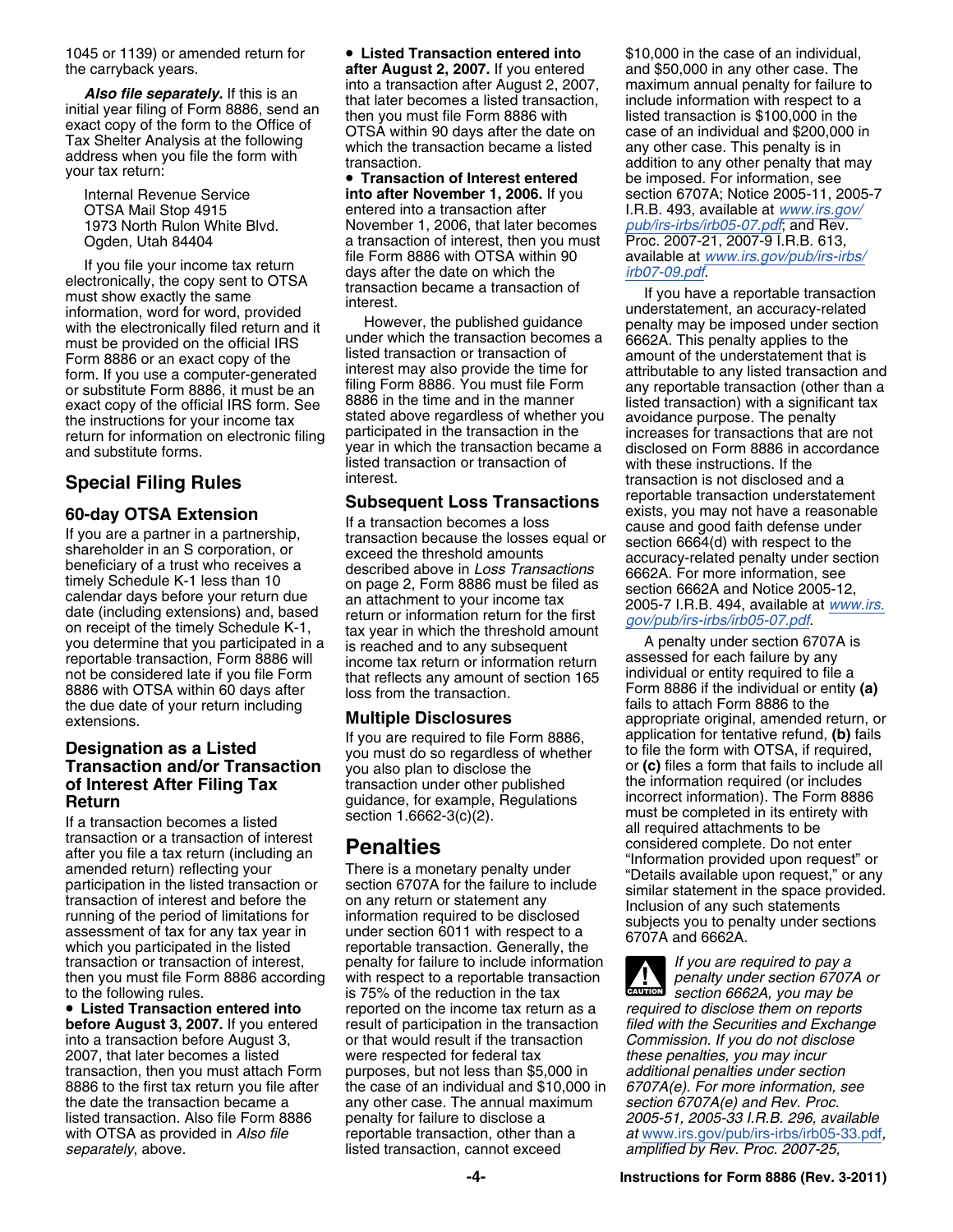1045 or 1139) or amended return for the carryback years.

***Also file separately.*** If this is an initial year filing of Form 8886, send an exact copy of the form to the Office of Tax Shelter Analysis at the following address when you file the form with your tax return:

Internal Revenue Service
OTSA Mail Stop 4915
1973 North Rulon White Blvd.
Ogden, Utah 84404

If you file your income tax return electronically, the copy sent to OTSA must show exactly the same information, word for word, provided with the electronically filed return and it must be provided on the official IRS Form 8886 or an exact copy of the form. If you use a computer-generated or substitute Form 8886, it must be an exact copy of the official IRS form. See the instructions for your income tax return for information on electronic filing and substitute forms.

## Special Filing Rules

### 60-day OTSA Extension

If you are a partner in a partnership, shareholder in an S corporation, or beneficiary of a trust who receives a timely Schedule K-1 less than 10 calendar days before your return due date (including extensions) and, based on receipt of the timely Schedule K-1, you determine that you participated in a reportable transaction, Form 8886 will not be considered late if you file Form 8886 with OTSA within 60 days after the due date of your return including extensions.

### Designation as a Listed Transaction and/or Transaction of Interest After Filing Tax Return

If a transaction becomes a listed transaction or a transaction of interest after you file a tax return (including an amended return) reflecting your participation in the listed transaction or transaction of interest and before the running of the period of limitations for assessment of tax for any tax year in which you participated in the listed transaction or transaction of interest, then you must file Form 8886 according to the following rules.

- **Listed Transaction entered into before August 3, 2007.** If you entered into a transaction before August 3, 2007, that later becomes a listed transaction, then you must attach Form 8886 to the first tax return you file after the date the transaction became a listed transaction. Also file Form 8886 with OTSA as provided in *Also file separately*, above.
- **Listed Transaction entered into after August 2, 2007.** If you entered into a transaction after August 2, 2007, that later becomes a listed transaction, then you must file Form 8886 with OTSA within 90 days after the date on which the transaction became a listed transaction.
- **Transaction of Interest entered into after November 1, 2006.** If you entered into a transaction after November 1, 2006, that later becomes a transaction of interest, then you must file Form 8886 with OTSA within 90 days after the date on which the transaction became a transaction of interest.

However, the published guidance under which the transaction becomes a listed transaction or transaction of interest may also provide the time for filing Form 8886. You must file Form 8886 in the time and in the manner stated above regardless of whether you participated in the transaction in the year in which the transaction became a listed transaction or transaction of interest.

### Subsequent Loss Transactions

If a transaction becomes a loss transaction because the losses equal or exceed the threshold amounts described above in *Loss Transactions* on page 2, Form 8886 must be filed as an attachment to your income tax return or information return for the first tax year in which the threshold amount is reached and to any subsequent income tax return or information return that reflects any amount of section 165 loss from the transaction.

### Multiple Disclosures

If you are required to file Form 8886, you must do so regardless of whether you also plan to disclose the transaction under other published guidance, for example, Regulations section 1.6662-3(c)(2).

## Penalties

There is a monetary penalty under section 6707A for the failure to include on any return or statement any information required to be disclosed under section 6011 with respect to a reportable transaction. Generally, the penalty for failure to include information with respect to a reportable transaction is 75% of the reduction in the tax reported on the income tax return as a result of participation in the transaction or that would result if the transaction were respected for federal tax purposes, but not less than $5,000 in the case of an individual and $10,000 in any other case. The annual maximum penalty for failure to disclose a reportable transaction, other than a listed transaction, cannot exceed $10,000 in the case of an individual, and $50,000 in any other case. The maximum annual penalty for failure to include information with respect to a listed transaction is $100,000 in the case of an individual and $200,000 in any other case. This penalty is in addition to any other penalty that may be imposed. For information, see section 6707A; Notice 2005-11, 2005-7 I.R.B. 493, available at *www.irs.gov/pub/irs-irbs/irb05-07.pdf*; and Rev. Proc. 2007-21, 2007-9 I.R.B. 613, available at *www.irs.gov/pub/irs-irbs/irb07-09.pdf*.

If you have a reportable transaction understatement, an accuracy-related penalty may be imposed under section 6662A. This penalty applies to the amount of the understatement that is attributable to any listed transaction and any reportable transaction (other than a listed transaction) with a significant tax avoidance purpose. The penalty increases for transactions that are not disclosed on Form 8886 in accordance with these instructions. If the transaction is not disclosed and a reportable transaction understatement exists, you may not have a reasonable cause and good faith defense under section 6664(d) with respect to the accuracy-related penalty under section 6662A. For more information, see section 6662A and Notice 2005-12, 2005-7 I.R.B. 494, available at *www.irs.gov/pub/irs-irbs/irb05-07.pdf*.

A penalty under section 6707A is assessed for each failure by any individual or entity required to file a Form 8886 if the individual or entity **(a)** fails to attach Form 8886 to the appropriate original, amended return, or application for tentative refund, **(b)** fails to file the form with OTSA, if required, or **(c)** files a form that fails to include all the information required (or includes incorrect information). The Form 8886 must be completed in its entirety with all required attachments to be considered complete. Do not enter "Information provided upon request" or "Details available upon request," or any similar statement in the space provided. Inclusion of any such statements subjects you to penalty under sections 6707A and 6662A.

**CAUTION:** *If you are required to pay a penalty under section 6707A or section 6662A, you may be required to disclose them on reports filed with the Securities and Exchange Commission. If you do not disclose these penalties, you may incur additional penalties under section 6707A(e). For more information, see section 6707A(e) and Rev. Proc. 2005-51, 2005-33 I.R.B. 296, available at www.irs.gov/pub/irs-irbs/irb05-33.pdf, amplified by Rev. Proc. 2007-25,*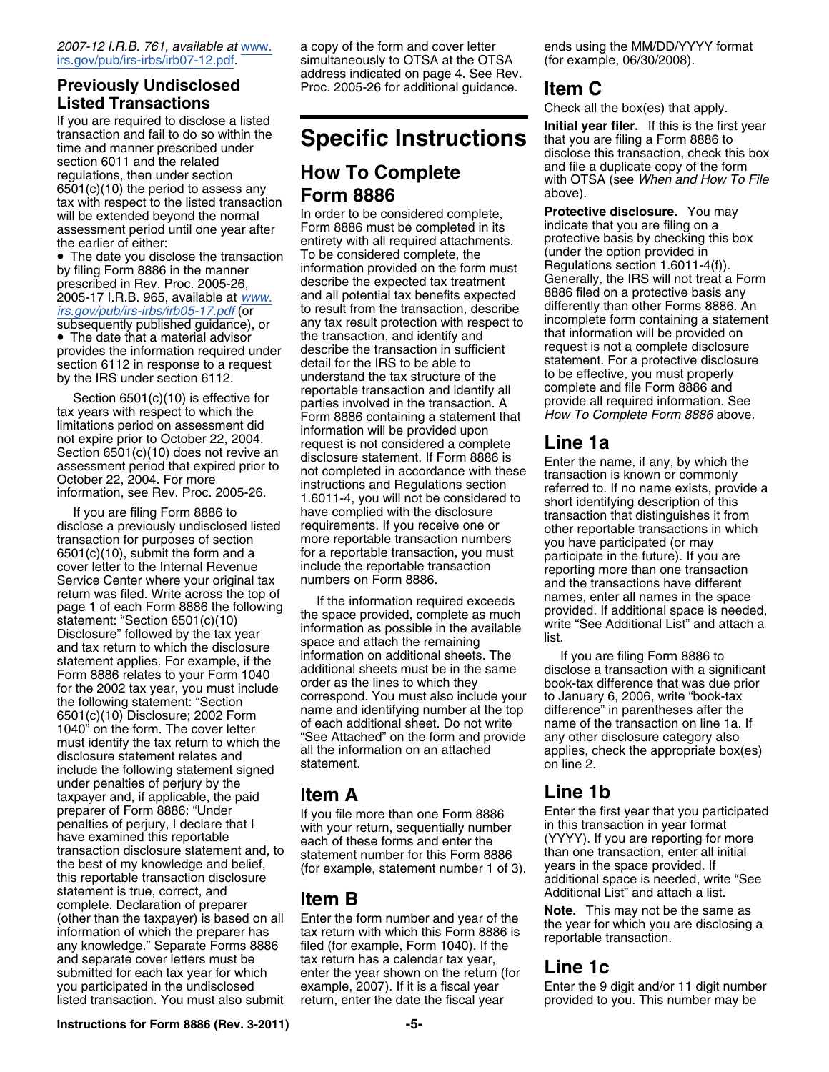2007-12 I.R.B. 761, available at www.irs.gov/pub/irs-irbs/irb07-12.pdf.

## Previously Undisclosed Listed Transactions

If you are required to disclose a listed transaction and fail to do so within the time and manner prescribed under section 6011 and the related regulations, then under section 6501(c)(10) the period to assess any tax with respect to the listed transaction will be extended beyond the normal assessment period until one year after the earlier of either:

- The date you disclose the transaction by filing Form 8886 in the manner prescribed in Rev. Proc. 2005-26, 2005-17 I.R.B. 965, available at *www.irs.gov/pub/irs-irbs/irb05-17.pdf* (or subsequently published guidance), or
- The date that a material advisor provides the information required under section 6112 in response to a request by the IRS under section 6112.

Section 6501(c)(10) is effective for tax years with respect to which the limitations period on assessment did not expire prior to October 22, 2004. Section 6501(c)(10) does not revive an assessment period that expired prior to October 22, 2004. For more information, see Rev. Proc. 2005-26.

If you are filing Form 8886 to disclose a previously undisclosed listed transaction for purposes of section 6501(c)(10), submit the form and a cover letter to the Internal Revenue Service Center where your original tax return was filed. Write across the top of page 1 of each Form 8886 the following statement: "Section 6501(c)(10) Disclosure" followed by the tax year and tax return to which the disclosure statement applies. For example, if the Form 8886 relates to your Form 1040 for the 2002 tax year, you must include the following statement: "Section 6501(c)(10) Disclosure; 2002 Form 1040" on the form. The cover letter must identify the tax return to which the disclosure statement relates and include the following statement signed under penalties of perjury by the taxpayer and, if applicable, the paid preparer of Form 8886: "Under penalties of perjury, I declare that I have examined this reportable transaction disclosure statement and, to the best of my knowledge and belief, this reportable transaction disclosure statement is true, correct, and complete. Declaration of preparer (other than the taxpayer) is based on all information of which the preparer has any knowledge." Separate Forms 8886 and separate cover letters must be submitted for each tax year for which you participated in the undisclosed listed transaction. You must also submit a copy of the form and cover letter simultaneously to OTSA at the OTSA address indicated on page 4. See Rev. Proc. 2005-26 for additional guidance.

# Specific Instructions

## How To Complete Form 8886

In order to be considered complete, Form 8886 must be completed in its entirety with all required attachments. To be considered complete, the information provided on the form must describe the expected tax treatment and all potential tax benefits expected to result from the transaction, describe any tax result protection with respect to the transaction, and identify and describe the transaction in sufficient detail for the IRS to be able to understand the tax structure of the reportable transaction and identify all parties involved in the transaction. A Form 8886 containing a statement that information will be provided upon request is not considered a complete disclosure statement. If Form 8886 is not completed in accordance with these instructions and Regulations section 1.6011-4, you will not be considered to have complied with the disclosure requirements. If you receive one or more reportable transaction numbers for a reportable transaction, you must include the reportable transaction numbers on Form 8886.

If the information required exceeds the space provided, complete as much information as possible in the available space and attach the remaining information on additional sheets. The additional sheets must be in the same order as the lines to which they correspond. You must also include your name and identifying number at the top of each additional sheet. Do not write "See Attached" on the form and provide all the information on an attached statement.

## Item A

If you file more than one Form 8886 with your return, sequentially number each of these forms and enter the statement number for this Form 8886 (for example, statement number 1 of 3).

## Item B

Enter the form number and year of the tax return with which this Form 8886 is filed (for example, Form 1040). If the tax return has a calendar tax year, enter the year shown on the return (for example, 2007). If it is a fiscal year return, enter the date the fiscal year ends using the MM/DD/YYYY format (for example, 06/30/2008).

## Item C

Check all the box(es) that apply.

**Initial year filer.** If this is the first year that you are filing a Form 8886 to disclose this transaction, check this box and file a duplicate copy of the form with OTSA (see *When and How To File* above).

**Protective disclosure.** You may indicate that you are filing on a protective basis by checking this box (under the option provided in Regulations section 1.6011-4(f)). Generally, the IRS will not treat a Form 8886 filed on a protective basis any differently than other Forms 8886. An incomplete form containing a statement that information will be provided on request is not a complete disclosure statement. For a protective disclosure to be effective, you must properly complete and file Form 8886 and provide all required information. See *How To Complete Form 8886* above.

## Line 1a

Enter the name, if any, by which the transaction is known or commonly referred to. If no name exists, provide a short identifying description of this transaction that distinguishes it from other reportable transactions in which you have participated (or may participate in the future). If you are reporting more than one transaction and the transactions have different names, enter all names in the space provided. If additional space is needed, write "See Additional List" and attach a list.

If you are filing Form 8886 to disclose a transaction with a significant book-tax difference that was due prior to January 6, 2006, write "book-tax difference" in parentheses after the name of the transaction on line 1a. If any other disclosure category also applies, check the appropriate box(es) on line 2.

## Line 1b

Enter the first year that you participated in this transaction in year format (YYYY). If you are reporting for more than one transaction, enter all initial years in the space provided. If additional space is needed, write "See Additional List" and attach a list.

**Note.** This may not be the same as the year for which you are disclosing a reportable transaction.

## Line 1c

Enter the 9 digit and/or 11 digit number provided to you. This number may be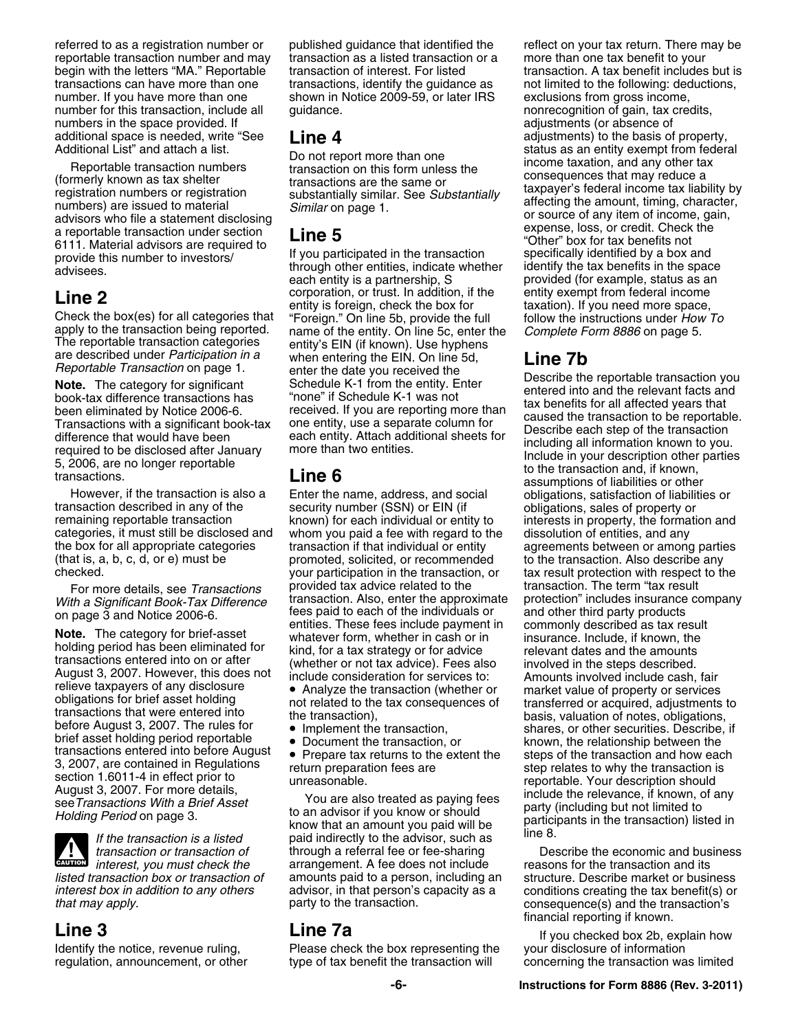referred to as a registration number or reportable transaction number and may begin with the letters "MA." Reportable transactions can have more than one number. If you have more than one number for this transaction, include all numbers in the space provided. If additional space is needed, write "See Additional List" and attach a list.

Reportable transaction numbers (formerly known as tax shelter registration numbers or registration numbers) are issued to material advisors who file a statement disclosing a reportable transaction under section 6111. Material advisors are required to provide this number to investors/advisees.

## Line 2

Check the box(es) for all categories that apply to the transaction being reported. The reportable transaction categories are described under *Participation in a Reportable Transaction* on page 1.

**Note.** The category for significant book-tax difference transactions has been eliminated by Notice 2006-6. Transactions with a significant book-tax difference that would have been required to be disclosed after January 5, 2006, are no longer reportable transactions.

However, if the transaction is also a transaction described in any of the remaining reportable transaction categories, it must still be disclosed and the box for all appropriate categories (that is, a, b, c, d, or e) must be checked.

For more details, see *Transactions With a Significant Book-Tax Difference* on page 3 and Notice 2006-6.

**Note.** The category for brief-asset holding period has been eliminated for transactions entered into on or after August 3, 2007. However, this does not relieve taxpayers of any disclosure obligations for brief asset holding transactions that were entered into before August 3, 2007. The rules for brief asset holding period reportable transactions entered into before August 3, 2007, are contained in Regulations section 1.6011-4 in effect prior to August 3, 2007. For more details, see *Transactions With a Brief Asset Holding Period* on page 3.

**CAUTION** *If the transaction is a listed transaction or transaction of interest, you must check the listed transaction box or transaction of interest box in addition to any others that may apply.*

## Line 3

Identify the notice, revenue ruling, regulation, announcement, or other published guidance that identified the transaction as a listed transaction or a transaction of interest. For listed transactions, identify the guidance as shown in Notice 2009-59, or later IRS guidance.

## Line 4

Do not report more than one transaction on this form unless the transactions are the same or substantially similar. See *Substantially Similar* on page 1.

## Line 5

If you participated in the transaction through other entities, indicate whether each entity is a partnership, S corporation, or trust. In addition, if the entity is foreign, check the box for "Foreign." On line 5b, provide the full name of the entity. On line 5c, enter the entity's EIN (if known). Use hyphens when entering the EIN. On line 5d, enter the date you received the Schedule K-1 from the entity. Enter "none" if Schedule K-1 was not received. If you are reporting more than one entity, use a separate column for each entity. Attach additional sheets for more than two entities.

## Line 6

Enter the name, address, and social security number (SSN) or EIN (if known) for each individual or entity to whom you paid a fee with regard to the transaction if that individual or entity promoted, solicited, or recommended your participation in the transaction, or provided tax advice related to the transaction. Also, enter the approximate fees paid to each of the individuals or entities. These fees include payment in whatever form, whether in cash or in kind, for a tax strategy or for advice (whether or not tax advice). Fees also include consideration for services to:

- Analyze the transaction (whether or not related to the tax consequences of the transaction),
- Implement the transaction,
- Document the transaction, or
- Prepare tax returns to the extent the return preparation fees are unreasonable.

You are also treated as paying fees to an advisor if you know or should know that an amount you paid will be paid indirectly to the advisor, such as through a referral fee or fee-sharing arrangement. A fee does not include amounts paid to a person, including an advisor, in that person's capacity as a party to the transaction.

## Line 7a

Please check the box representing the type of tax benefit the transaction will reflect on your tax return. There may be more than one tax benefit to your transaction. A tax benefit includes but is not limited to the following: deductions, exclusions from gross income, nonrecognition of gain, tax credits, adjustments (or absence of adjustments) to the basis of property, status as an entity exempt from federal income taxation, and any other tax consequences that may reduce a taxpayer's federal income tax liability by affecting the amount, timing, character, or source of any item of income, gain, expense, loss, or credit. Check the "Other" box for tax benefits not specifically identified by a box and identify the tax benefits in the space provided (for example, status as an entity exempt from federal income taxation). If you need more space, follow the instructions under *How To Complete Form 8886* on page 5.

## Line 7b

Describe the reportable transaction you entered into and the relevant facts and tax benefits for all affected years that caused the transaction to be reportable. Describe each step of the transaction including all information known to you. Include in your description other parties to the transaction and, if known, assumptions of liabilities or other obligations, satisfaction of liabilities or obligations, sales of property or interests in property, the formation and dissolution of entities, and any agreements between or among parties to the transaction. Also describe any tax result protection with respect to the transaction. The term "tax result protection" includes insurance company and other third party products commonly described as tax result insurance. Include, if known, the relevant dates and the amounts involved in the steps described. Amounts involved include cash, fair market value of property or services transferred or acquired, adjustments to basis, valuation of notes, obligations, shares, or other securities. Describe, if known, the relationship between the steps of the transaction and how each step relates to why the transaction is reportable. Your description should include the relevance, if known, of any party (including but not limited to participants in the transaction) listed in line 8.

Describe the economic and business reasons for the transaction and its structure. Describe market or business conditions creating the tax benefit(s) or consequence(s) and the transaction's financial reporting if known.

If you checked box 2b, explain how your disclosure of information concerning the transaction was limited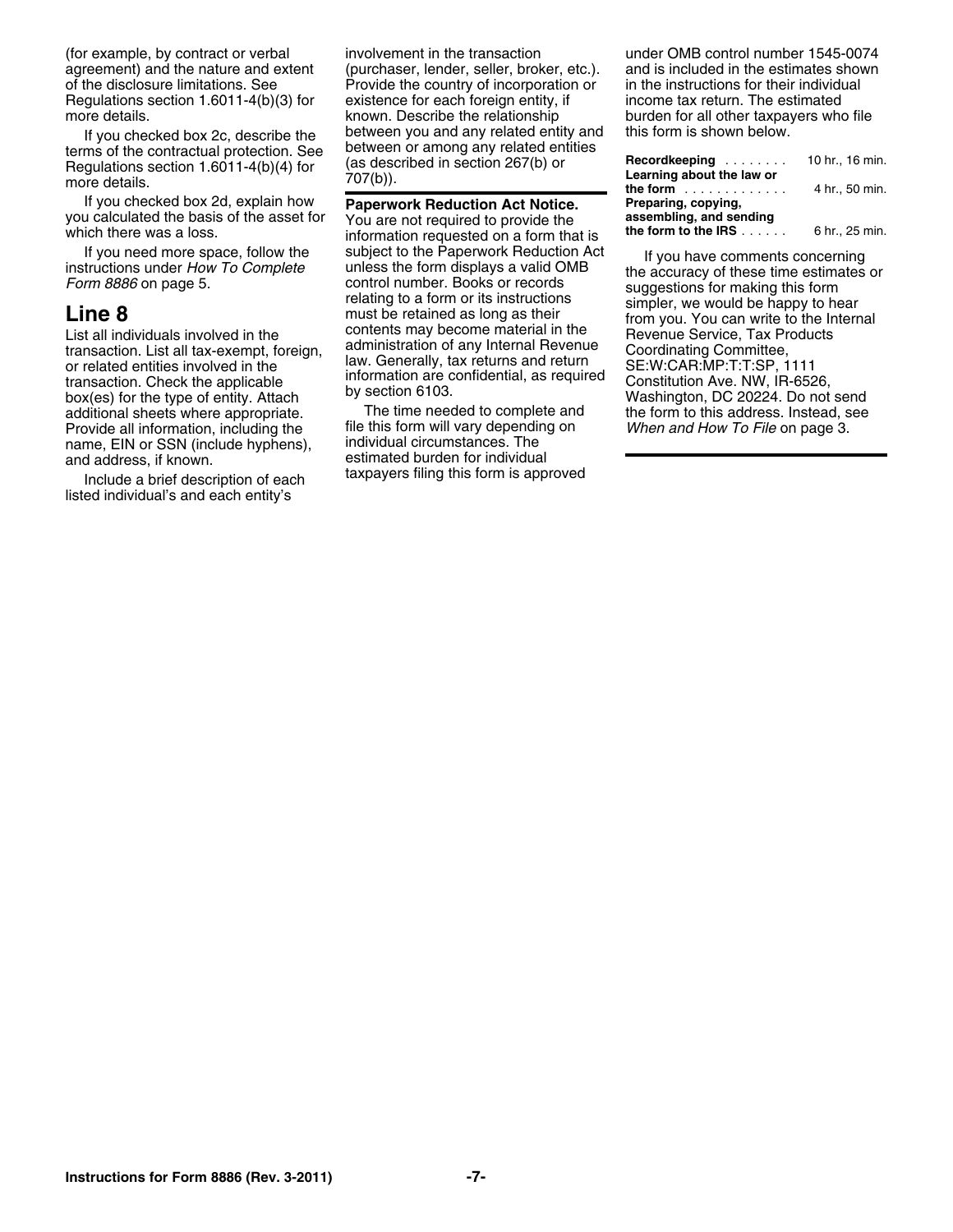(for example, by contract or verbal agreement) and the nature and extent of the disclosure limitations. See Regulations section 1.6011-4(b)(3) for more details.

If you checked box 2c, describe the terms of the contractual protection. See Regulations section 1.6011-4(b)(4) for more details.

If you checked box 2d, explain how you calculated the basis of the asset for which there was a loss.

If you need more space, follow the instructions under *How To Complete Form 8886* on page 5.

## Line 8

List all individuals involved in the transaction. List all tax-exempt, foreign, or related entities involved in the transaction. Check the applicable box(es) for the type of entity. Attach additional sheets where appropriate. Provide all information, including the name, EIN or SSN (include hyphens), and address, if known.

Include a brief description of each listed individual's and each entity's involvement in the transaction (purchaser, lender, seller, broker, etc.). Provide the country of incorporation or existence for each foreign entity, if known. Describe the relationship between you and any related entity and between or among any related entities (as described in section 267(b) or 707(b)).

**Paperwork Reduction Act Notice.** You are not required to provide the information requested on a form that is subject to the Paperwork Reduction Act unless the form displays a valid OMB control number. Books or records relating to a form or its instructions must be retained as long as their contents may become material in the administration of any Internal Revenue law. Generally, tax returns and return information are confidential, as required by section 6103.

The time needed to complete and file this form will vary depending on individual circumstances. The estimated burden for individual taxpayers filing this form is approved under OMB control number 1545-0074 and is included in the estimates shown in the instructions for their individual income tax return. The estimated burden for all other taxpayers who file this form is shown below.

| | |
|---|---|
| **Recordkeeping** | 10 hr., 16 min. |
| **Learning about the law or the form** | 4 hr., 50 min. |
| **Preparing, copying, assembling, and sending the form to the IRS** | 6 hr., 25 min. |

If you have comments concerning the accuracy of these time estimates or suggestions for making this form simpler, we would be happy to hear from you. You can write to the Internal Revenue Service, Tax Products Coordinating Committee, SE:W:CAR:MP:T:T:SP, 1111 Constitution Ave. NW, IR-6526, Washington, DC 20224. Do not send the form to this address. Instead, see *When and How To File* on page 3.